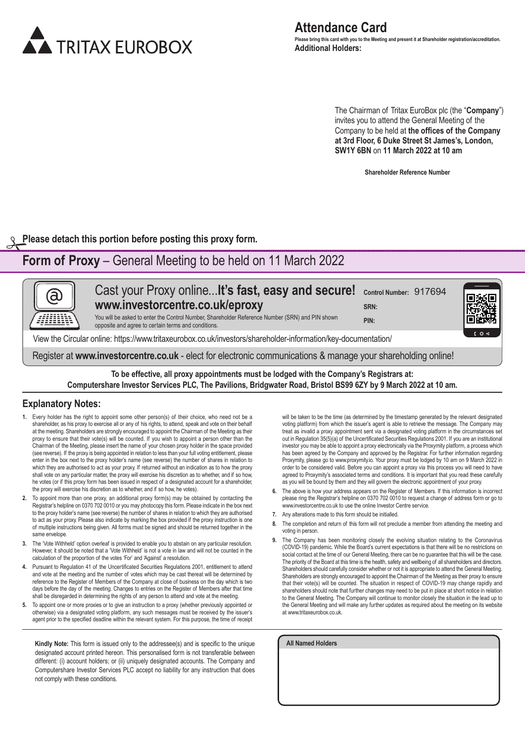TRITAX EUROBOX

# Attendance Card

**Please bring this card with you to the Meeting and present it at Shareholder registration/accreditation.**

**Additional Holders:**

The Chairman of Tritax EuroBox plc (the "**Company**") invites you to attend the General Meeting of the Company to be held at **the offices of the Company at 3rd Floor, 6 Duke Street St James's, London, SW1Y 6BN** on **11 March 2022 at 10 am**

**Shareholder Reference Number**

**Please detach this portion before posting this proxy form.**

## **Form of Proxy** – General Meeting to be held on 11 March 2022

Cast your Proxy online...**It's fast, easy and secure!**
**www.investorcentre.co.uk/eproxy**

You will be asked to enter the Control Number, Shareholder Reference Number (SRN) and PIN shown opposite and agree to certain terms and conditions.

**Control Number:** 917694
**SRN:**
**PIN:**

View the Circular online: https://www.tritaxeurobox.co.uk/investors/shareholder-information/key-documentation/

Register at **www.investorcentre.co.uk** - elect for electronic communications & manage your shareholding online!

**To be effective, all proxy appointments must be lodged with the Company's Registrars at: Computershare Investor Services PLC, The Pavilions, Bridgwater Road, Bristol BS99 6ZY by 9 March 2022 at 10 am.**

## Explanatory Notes:

1. Every holder has the right to appoint some other person(s) of their choice, who need not be a shareholder, as his proxy to exercise all or any of his rights, to attend, speak and vote on their behalf at the meeting. Shareholders are strongly encouraged to appoint the Chairman of the Meeting as their proxy to ensure that their vote(s) will be counted. If you wish to appoint a person other than the Chairman of the Meeting, please insert the name of your chosen proxy holder in the space provided (see reverse). If the proxy is being appointed in relation to less than your full voting entitlement, please enter in the box next to the proxy holder's name (see reverse) the number of shares in relation to which they are authorised to act as your proxy. If returned without an indication as to how the proxy shall vote on any particular matter, the proxy will exercise his discretion as to whether, and if so how, he votes (or if this proxy form has been issued in respect of a designated account for a shareholder, the proxy will exercise his discretion as to whether, and if so how, he votes).
2. To appoint more than one proxy, an additional proxy form(s) may be obtained by contacting the Registrar's helpline on 0370 702 0010 or you may photocopy this form. Please indicate in the box next to the proxy holder's name (see reverse) the number of shares in relation to which they are authorised to act as your proxy. Please also indicate by marking the box provided if the proxy instruction is one of multiple instructions being given. All forms must be signed and should be returned together in the same envelope.
3. The 'Vote Withheld' option overleaf is provided to enable you to abstain on any particular resolution. However, it should be noted that a 'Vote Withheld' is not a vote in law and will not be counted in the calculation of the proportion of the votes 'For' and 'Against' a resolution.
4. Pursuant to Regulation 41 of the Uncertificated Securities Regulations 2001, entitlement to attend and vote at the meeting and the number of votes which may be cast thereat will be determined by reference to the Register of Members of the Company at close of business on the day which is two days before the day of the meeting. Changes to entries on the Register of Members after that time shall be disregarded in determining the rights of any person to attend and vote at the meeting.
5. To appoint one or more proxies or to give an instruction to a proxy (whether previously appointed or otherwise) via a designated voting platform, any such messages must be received by the issuer's agent prior to the specified deadline within the relevant system. For this purpose, the time of receipt will be taken to be the time (as determined by the timestamp generated by the relevant designated voting platform) from which the issuer's agent is able to retrieve the message. The Company may treat as invalid a proxy appointment sent via a designated voting platform in the circumstances set out in Regulation 35(5)(a) of the Uncertificated Securities Regulations 2001. If you are an institutional investor you may be able to appoint a proxy electronically via the Proxymity platform, a process which has been agreed by the Company and approved by the Registrar. For further information regarding Proxymity, please go to www.proxymity.io. Your proxy must be lodged by 10 am on 9 March 2022 in order to be considered valid. Before you can appoint a proxy via this process you will need to have agreed to Proxymity's associated terms and conditions. It is important that you read these carefully as you will be bound by them and they will govern the electronic appointment of your proxy.
6. The above is how your address appears on the Register of Members. If this information is incorrect please ring the Registrar's helpline on 0370 702 0010 to request a change of address form or go to www.investorcentre.co.uk to use the online Investor Centre service.
7. Any alterations made to this form should be initialled.
8. The completion and return of this form will not preclude a member from attending the meeting and voting in person.
9. The Company has been monitoring closely the evolving situation relating to the Coronavirus (COVID-19) pandemic. While the Board's current expectations is that there will be no restrictions on social contact at the time of our General Meeting, there can be no guarantee that this will be the case. The priority of the Board at this time is the health, safety and wellbeing of all shareholders and directors. Shareholders should carefully consider whether or not it is appropriate to attend the General Meeting. Shareholders are strongly encouraged to appoint the Chairman of the Meeting as their proxy to ensure that their vote(s) will be counted. The situation in respect of COVID-19 may change rapidly and shareholders should note that further changes may need to be put in place at short notice in relation to the General Meeting. The Company will continue to monitor closely the situation in the lead up to the General Meeting and will make any further updates as required about the meeting on its website at www.tritaxeurobox.co.uk.

**Kindly Note:** This form is issued only to the addressee(s) and is specific to the unique designated account printed hereon. This personalised form is not transferable between different: (i) account holders; or (ii) uniquely designated accounts. The Company and Computershare Investor Services PLC accept no liability for any instruction that does not comply with these conditions.

**All Named Holders**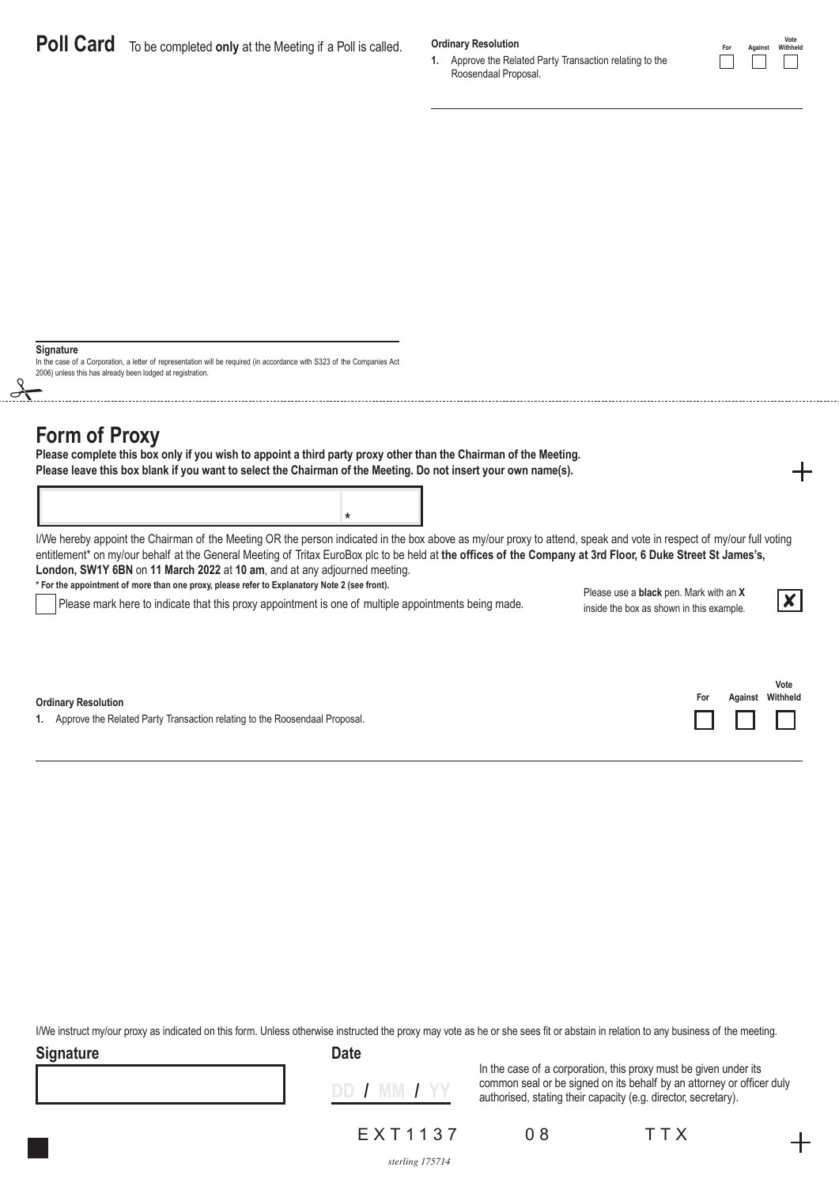## Poll Card

To be completed **only** at the Meeting if a Poll is called.

**Ordinary Resolution**

| | For | Against | Vote Withheld |
|---|---|---|---|
| **1.** Approve the Related Party Transaction relating to the Roosendaal Proposal. | ☐ | ☐ | ☐ |

**Signature**

In the case of a Corporation, a letter of representation will be required (in accordance with S323 of the Companies Act 2006) unless this has already been lodged at registration.

## Form of Proxy

**Please complete this box only if you wish to appoint a third party proxy other than the Chairman of the Meeting.**
**Please leave this box blank if you want to select the Chairman of the Meeting. Do not insert your own name(s).**

*

I/We hereby appoint the Chairman of the Meeting OR the person indicated in the box above as my/our proxy to attend, speak and vote in respect of my/our full voting entitlement* on my/our behalf at the General Meeting of Tritax EuroBox plc to be held at **the offices of the Company at 3rd Floor, 6 Duke Street St James's, London, SW1Y 6BN** on **11 March 2022** at **10 am**, and at any adjourned meeting.

**\* For the appointment of more than one proxy, please refer to Explanatory Note 2 (see front).**

☐ Please mark here to indicate that this proxy appointment is one of multiple appointments being made.

Please use a **black** pen. Mark with an **X** inside the box as shown in this example. ☒

**Ordinary Resolution**

| | For | Against | Vote Withheld |
|---|---|---|---|
| **1.** Approve the Related Party Transaction relating to the Roosendaal Proposal. | ☐ | ☐ | ☐ |

I/We instruct my/our proxy as indicated on this form. Unless otherwise instructed the proxy may vote as he or she sees fit or abstain in relation to any business of the meeting.

**Signature**

**Date**

DD / MM / YY

In the case of a corporation, this proxy must be given under its common seal or be signed on its behalf by an attorney or officer duly authorised, stating their capacity (e.g. director, secretary).

EXT1137 08 TTX

*sterling 175714*